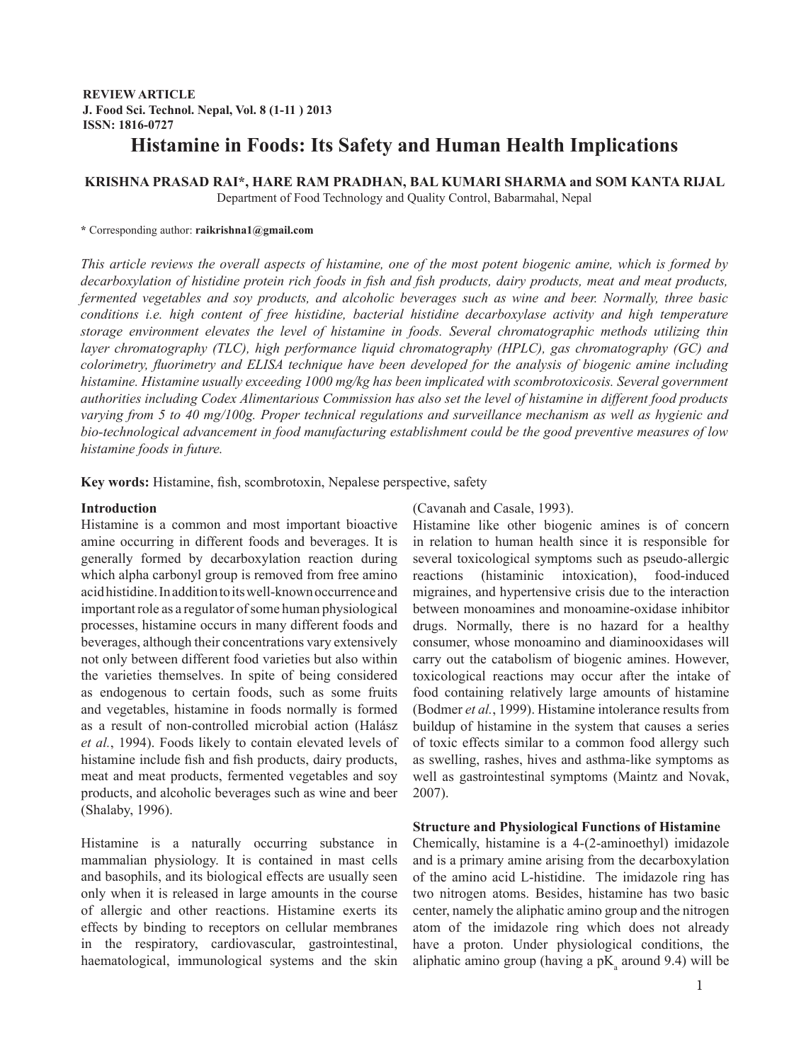**REVIEW ARTICLE**
**J. Food Sci. Technol. Nepal, Vol. 8 (1-11 ) 2013**
**ISSN: 1816-0727**

# Histamine in Foods: Its Safety and Human Health Implications

**KRISHNA PRASAD RAI\*, HARE RAM PRADHAN, BAL KUMARI SHARMA and SOM KANTA RIJAL**

Department of Food Technology and Quality Control, Babarmahal, Nepal

**\*** Corresponding author: **raikrishna1@gmail.com**

*This article reviews the overall aspects of histamine, one of the most potent biogenic amine, which is formed by decarboxylation of histidine protein rich foods in fish and fish products, dairy products, meat and meat products, fermented vegetables and soy products, and alcoholic beverages such as wine and beer. Normally, three basic conditions i.e. high content of free histidine, bacterial histidine decarboxylase activity and high temperature storage environment elevates the level of histamine in foods. Several chromatographic methods utilizing thin layer chromatography (TLC), high performance liquid chromatography (HPLC), gas chromatography (GC) and colorimetry, fluorimetry and ELISA technique have been developed for the analysis of biogenic amine including histamine. Histamine usually exceeding 1000 mg/kg has been implicated with scombrotoxicosis. Several government authorities including Codex Alimentarious Commission has also set the level of histamine in different food products varying from 5 to 40 mg/100g. Proper technical regulations and surveillance mechanism as well as hygienic and bio-technological advancement in food manufacturing establishment could be the good preventive measures of low histamine foods in future.*

**Key words:** Histamine, fish, scombrotoxin, Nepalese perspective, safety

## Introduction

Histamine is a common and most important bioactive amine occurring in different foods and beverages. It is generally formed by decarboxylation reaction during which alpha carbonyl group is removed from free amino acid histidine. In addition to its well-known occurrence and important role as a regulator of some human physiological processes, histamine occurs in many different foods and beverages, although their concentrations vary extensively not only between different food varieties but also within the varieties themselves. In spite of being considered as endogenous to certain foods, such as some fruits and vegetables, histamine in foods normally is formed as a result of non-controlled microbial action (Halász *et al.*, 1994). Foods likely to contain elevated levels of histamine include fish and fish products, dairy products, meat and meat products, fermented vegetables and soy products, and alcoholic beverages such as wine and beer (Shalaby, 1996).

Histamine is a naturally occurring substance in mammalian physiology. It is contained in mast cells and basophils, and its biological effects are usually seen only when it is released in large amounts in the course of allergic and other reactions. Histamine exerts its effects by binding to receptors on cellular membranes in the respiratory, cardiovascular, gastrointestinal, haematological, immunological systems and the skin (Cavanah and Casale, 1993).

Histamine like other biogenic amines is of concern in relation to human health since it is responsible for several toxicological symptoms such as pseudo-allergic reactions (histaminic intoxication), food-induced migraines, and hypertensive crisis due to the interaction between monoamines and monoamine-oxidase inhibitor drugs. Normally, there is no hazard for a healthy consumer, whose monoamino and diaminooxidases will carry out the catabolism of biogenic amines. However, toxicological reactions may occur after the intake of food containing relatively large amounts of histamine (Bodmer *et al.*, 1999). Histamine intolerance results from buildup of histamine in the system that causes a series of toxic effects similar to a common food allergy such as swelling, rashes, hives and asthma-like symptoms as well as gastrointestinal symptoms (Maintz and Novak, 2007).

## Structure and Physiological Functions of Histamine

Chemically, histamine is a 4-(2-aminoethyl) imidazole and is a primary amine arising from the decarboxylation of the amino acid L-histidine. The imidazole ring has two nitrogen atoms. Besides, histamine has two basic center, namely the aliphatic amino group and the nitrogen atom of the imidazole ring which does not already have a proton. Under physiological conditions, the aliphatic amino group (having a $pK_a$ around 9.4) will be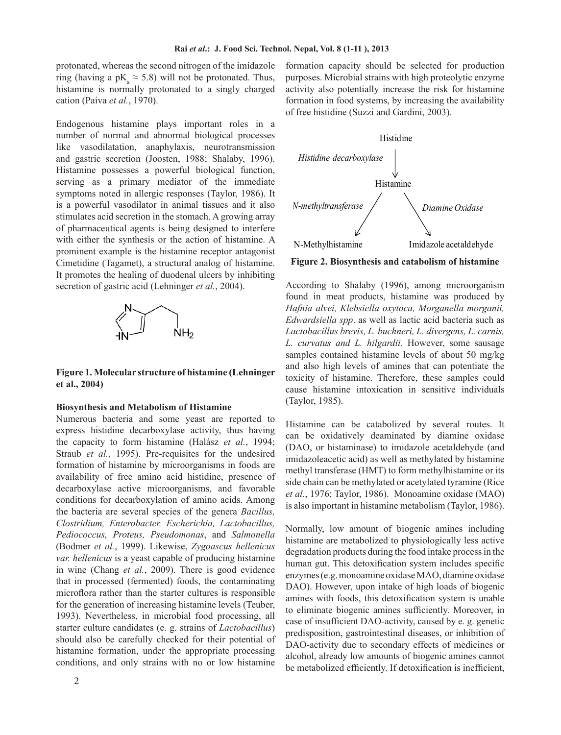protonated, whereas the second nitrogen of the imidazole ring (having a $pK_a \approx 5.8$) will not be protonated. Thus, histamine is normally protonated to a singly charged cation (Paiva *et al.*, 1970).

Endogenous histamine plays important roles in a number of normal and abnormal biological processes like vasodilatation, anaphylaxis, neurotransmission and gastric secretion (Joosten, 1988; Shalaby, 1996). Histamine possesses a powerful biological function, serving as a primary mediator of the immediate symptoms noted in allergic responses (Taylor, 1986). It is a powerful vasodilator in animal tissues and it also stimulates acid secretion in the stomach. A growing array of pharmaceutical agents is being designed to interfere with either the synthesis or the action of histamine. A prominent example is the histamine receptor antagonist Cimetidine (Tagamet), a structural analog of histamine. It promotes the healing of duodenal ulcers by inhibiting secretion of gastric acid (Lehninger *et al.*, 2004).

**Figure 1. Molecular structure of histamine (Lehninger et al., 2004)**

### Biosynthesis and Metabolism of Histamine

Numerous bacteria and some yeast are reported to express histidine decarboxylase activity, thus having the capacity to form histamine (Halász *et al.*, 1994; Straub *et al.*, 1995). Pre-requisites for the undesired formation of histamine by microorganisms in foods are availability of free amino acid histidine, presence of decarboxylase active microorganisms, and favorable conditions for decarboxylation of amino acids. Among the bacteria are several species of the genera *Bacillus, Clostridium, Enterobacter, Escherichia, Lactobacillus, Pediococcus, Proteus, Pseudomonas*, and *Salmonella* (Bodmer *et al.*, 1999). Likewise, *Zygoascus hellenicus var. hellenicus* is a yeast capable of producing histamine in wine (Chang *et al.*, 2009). There is good evidence that in processed (fermented) foods, the contaminating microflora rather than the starter cultures is responsible for the generation of increasing histamine levels (Teuber, 1993). Nevertheless, in microbial food processing, all starter culture candidates (e. g. strains of *Lactobacillus*) should also be carefully checked for their potential of histamine formation, under the appropriate processing conditions, and only strains with no or low histamine formation capacity should be selected for production purposes. Microbial strains with high proteolytic enzyme activity also potentially increase the risk for histamine formation in food systems, by increasing the availability of free histidine (Suzzi and Gardini, 2003).

Histidine → (*Histidine decarboxylase*) → Histamine

Histamine → (*N-methyltransferase*) → N-Methylhistamine

Histamine → (*Diamine Oxidase*) → Imidazole acetaldehyde

**Figure 2. Biosynthesis and catabolism of histamine**

According to Shalaby (1996), among microorganism found in meat products, histamine was produced by *Hafnia alvei, Klebsiella oxytoca, Morganella morganii, Edwardsiella spp*. as well as lactic acid bacteria such as *Lactobacillus brevis, L. buchneri, L. divergens, L. carnis, L. curvatus and L. hilgardii.* However, some sausage samples contained histamine levels of about 50 mg/kg and also high levels of amines that can potentiate the toxicity of histamine. Therefore, these samples could cause histamine intoxication in sensitive individuals (Taylor, 1985).

Histamine can be catabolized by several routes. It can be oxidatively deaminated by diamine oxidase (DAO, or histaminase) to imidazole acetaldehyde (and imidazoleacetic acid) as well as methylated by histamine methyl transferase (HMT) to form methylhistamine or its side chain can be methylated or acetylated tyramine (Rice *et al.*, 1976; Taylor, 1986). Monoamine oxidase (MAO) is also important in histamine metabolism (Taylor, 1986).

Normally, low amount of biogenic amines including histamine are metabolized to physiologically less active degradation products during the food intake process in the human gut. This detoxification system includes specific enzymes (e.g. monoamine oxidase MAO, diamine oxidase DAO). However, upon intake of high loads of biogenic amines with foods, this detoxification system is unable to eliminate biogenic amines sufficiently. Moreover, in case of insufficient DAO-activity, caused by e. g. genetic predisposition, gastrointestinal diseases, or inhibition of DAO-activity due to secondary effects of medicines or alcohol, already low amounts of biogenic amines cannot be metabolized efficiently. If detoxification is inefficient,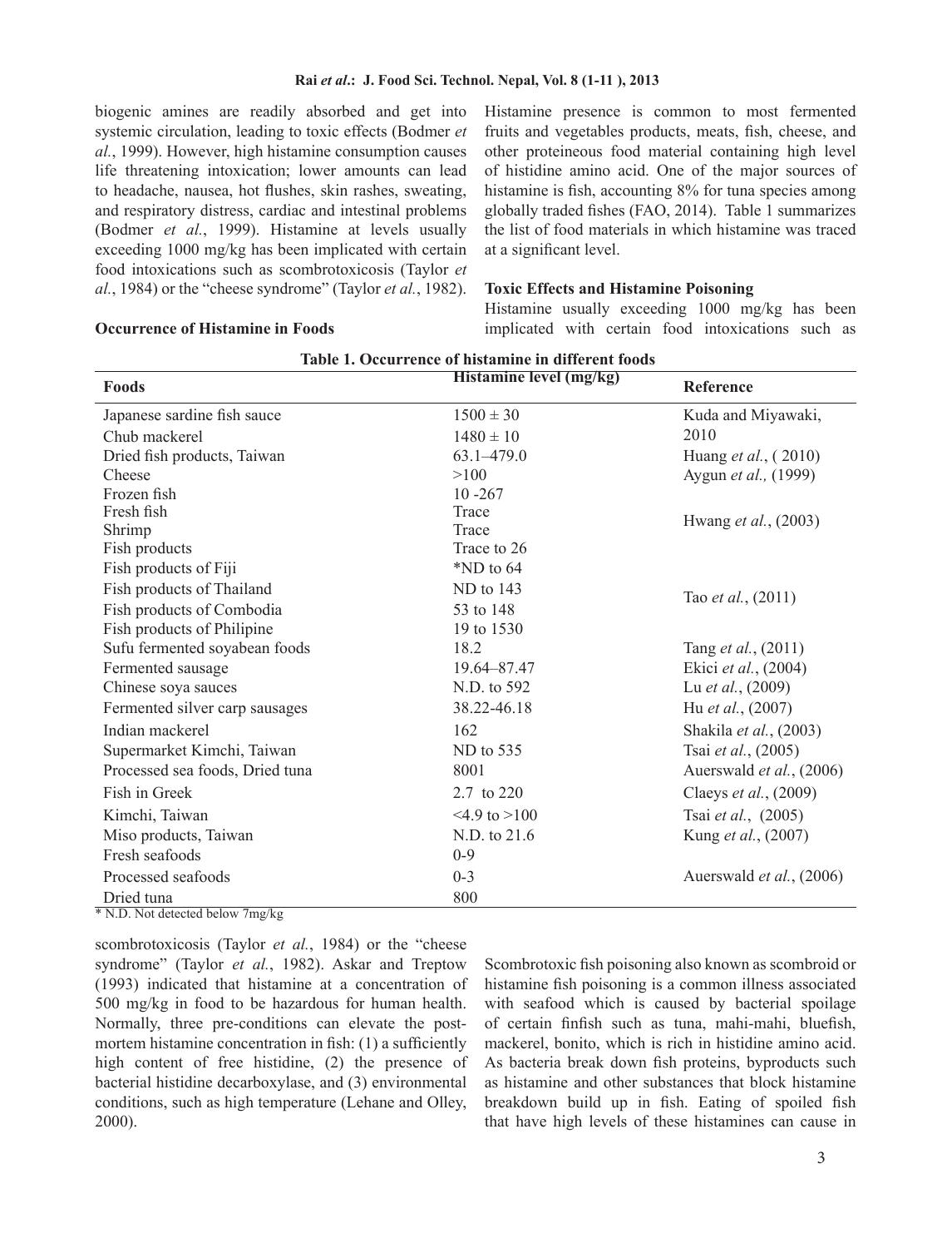biogenic amines are readily absorbed and get into systemic circulation, leading to toxic effects (Bodmer *et al.*, 1999). However, high histamine consumption causes life threatening intoxication; lower amounts can lead to headache, nausea, hot flushes, skin rashes, sweating, and respiratory distress, cardiac and intestinal problems (Bodmer *et al.*, 1999). Histamine at levels usually exceeding 1000 mg/kg has been implicated with certain food intoxications such as scombrotoxicosis (Taylor *et al.*, 1984) or the "cheese syndrome" (Taylor *et al.*, 1982).

**Occurrence of Histamine in Foods**

Histamine presence is common to most fermented fruits and vegetables products, meats, fish, cheese, and other proteineous food material containing high level of histidine amino acid. One of the major sources of histamine is fish, accounting 8% for tuna species among globally traded fishes (FAO, 2014). Table 1 summarizes the list of food materials in which histamine was traced at a significant level.

**Toxic Effects and Histamine Poisoning**

Histamine usually exceeding 1000 mg/kg has been implicated with certain food intoxications such as scombrotoxicosis (Taylor *et al.*, 1984) or the "cheese syndrome" (Taylor *et al.*, 1982). Askar and Treptow (1993) indicated that histamine at a concentration of 500 mg/kg in food to be hazardous for human health. Normally, three pre-conditions can elevate the post-mortem histamine concentration in fish: (1) a sufficiently high content of free histidine, (2) the presence of bacterial histidine decarboxylase, and (3) environmental conditions, such as high temperature (Lehane and Olley, 2000).

**Table 1. Occurrence of histamine in different foods**

| Foods | Histamine level (mg/kg) | Reference |
|---|---|---|
| Japanese sardine fish sauce | 1500 ± 30 | Kuda and Miyawaki, 2010 |
| Chub mackerel | 1480 ± 10 | |
| Dried fish products, Taiwan | 63.1–479.0 | Huang *et al.*, ( 2010) |
| Cheese | >100 | Aygun *et al.,* (1999) |
| Frozen fish | 10 -267 | Hwang *et al.*, (2003) |
| Fresh fish | Trace | |
| Shrimp | Trace | |
| Fish products | Trace to 26 | |
| Fish products of Fiji | *ND to 64 | Tao *et al.*, (2011) |
| Fish products of Thailand | ND to 143 | |
| Fish products of Combodia | 53 to 148 | |
| Fish products of Philipine | 19 to 1530 | |
| Sufu fermented soyabean foods | 18.2 | Tang *et al.*, (2011) |
| Fermented sausage | 19.64–87.47 | Ekici *et al.*, (2004) |
| Chinese soya sauces | N.D. to 592 | Lu *et al.*, (2009) |
| Fermented silver carp sausages | 38.22-46.18 | Hu *et al.*, (2007) |
| Indian mackerel | 162 | Shakila *et al.*, (2003) |
| Supermarket Kimchi, Taiwan | ND to 535 | Tsai *et al.*, (2005) |
| Processed sea foods, Dried tuna | 8001 | Auerswald *et al.*, (2006) |
| Fish in Greek | 2.7 to 220 | Claeys *et al.*, (2009) |
| Kimchi, Taiwan | <4.9 to >100 | Tsai *et al.*, (2005) |
| Miso products, Taiwan | N.D. to 21.6 | Kung *et al.*, (2007) |
| Fresh seafoods | 0-9 | Auerswald *et al.*, (2006) |
| Processed seafoods | 0-3 | |
| Dried tuna | 800 | |

\* N.D. Not detected below 7mg/kg

Scombrotoxic fish poisoning also known as scombroid or histamine fish poisoning is a common illness associated with seafood which is caused by bacterial spoilage of certain finfish such as tuna, mahi-mahi, bluefish, mackerel, bonito, which is rich in histidine amino acid. As bacteria break down fish proteins, byproducts such as histamine and other substances that block histamine breakdown build up in fish. Eating of spoiled fish that have high levels of these histamines can cause in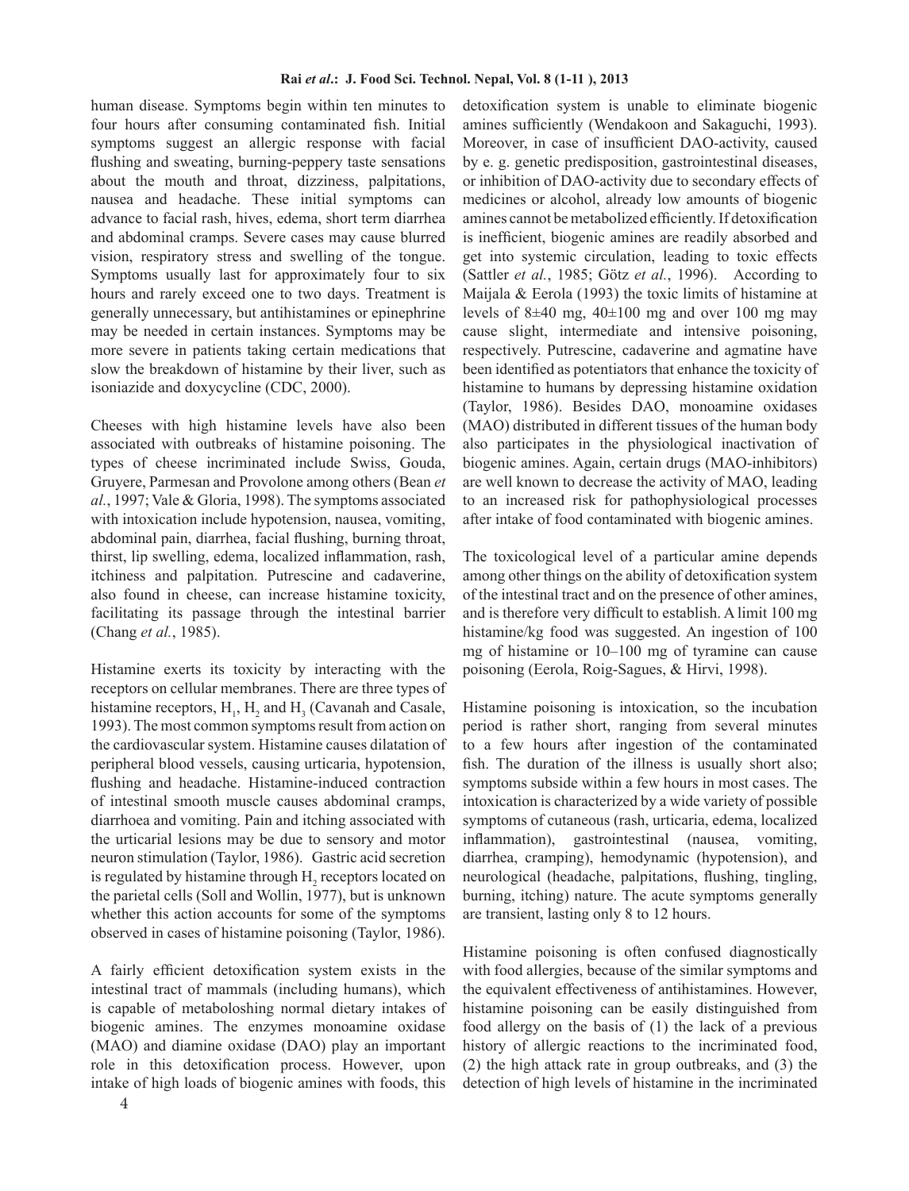human disease. Symptoms begin within ten minutes to four hours after consuming contaminated fish. Initial symptoms suggest an allergic response with facial flushing and sweating, burning-peppery taste sensations about the mouth and throat, dizziness, palpitations, nausea and headache. These initial symptoms can advance to facial rash, hives, edema, short term diarrhea and abdominal cramps. Severe cases may cause blurred vision, respiratory stress and swelling of the tongue. Symptoms usually last for approximately four to six hours and rarely exceed one to two days. Treatment is generally unnecessary, but antihistamines or epinephrine may be needed in certain instances. Symptoms may be more severe in patients taking certain medications that slow the breakdown of histamine by their liver, such as isoniazide and doxycycline (CDC, 2000).

Cheeses with high histamine levels have also been associated with outbreaks of histamine poisoning. The types of cheese incriminated include Swiss, Gouda, Gruyere, Parmesan and Provolone among others (Bean *et al.*, 1997; Vale & Gloria, 1998). The symptoms associated with intoxication include hypotension, nausea, vomiting, abdominal pain, diarrhea, facial flushing, burning throat, thirst, lip swelling, edema, localized inflammation, rash, itchiness and palpitation. Putrescine and cadaverine, also found in cheese, can increase histamine toxicity, facilitating its passage through the intestinal barrier (Chang *et al.*, 1985).

Histamine exerts its toxicity by interacting with the receptors on cellular membranes. There are three types of histamine receptors, $H_1$, $H_2$ and $H_3$ (Cavanah and Casale, 1993). The most common symptoms result from action on the cardiovascular system. Histamine causes dilatation of peripheral blood vessels, causing urticaria, hypotension, flushing and headache. Histamine-induced contraction of intestinal smooth muscle causes abdominal cramps, diarrhoea and vomiting. Pain and itching associated with the urticarial lesions may be due to sensory and motor neuron stimulation (Taylor, 1986). Gastric acid secretion is regulated by histamine through $H_2$ receptors located on the parietal cells (Soll and Wollin, 1977), but is unknown whether this action accounts for some of the symptoms observed in cases of histamine poisoning (Taylor, 1986).

A fairly efficient detoxification system exists in the intestinal tract of mammals (including humans), which is capable of metaboloshing normal dietary intakes of biogenic amines. The enzymes monoamine oxidase (MAO) and diamine oxidase (DAO) play an important role in this detoxification process. However, upon intake of high loads of biogenic amines with foods, this detoxification system is unable to eliminate biogenic amines sufficiently (Wendakoon and Sakaguchi, 1993). Moreover, in case of insufficient DAO-activity, caused by e. g. genetic predisposition, gastrointestinal diseases, or inhibition of DAO-activity due to secondary effects of medicines or alcohol, already low amounts of biogenic amines cannot be metabolized efficiently. If detoxification is inefficient, biogenic amines are readily absorbed and get into systemic circulation, leading to toxic effects (Sattler *et al.*, 1985; Götz *et al.*, 1996). According to Maijala & Eerola (1993) the toxic limits of histamine at levels of 8±40 mg, 40±100 mg and over 100 mg may cause slight, intermediate and intensive poisoning, respectively. Putrescine, cadaverine and agmatine have been identified as potentiators that enhance the toxicity of histamine to humans by depressing histamine oxidation (Taylor, 1986). Besides DAO, monoamine oxidases (MAO) distributed in different tissues of the human body also participates in the physiological inactivation of biogenic amines. Again, certain drugs (MAO-inhibitors) are well known to decrease the activity of MAO, leading to an increased risk for pathophysiological processes after intake of food contaminated with biogenic amines.

The toxicological level of a particular amine depends among other things on the ability of detoxification system of the intestinal tract and on the presence of other amines, and is therefore very difficult to establish. A limit 100 mg histamine/kg food was suggested. An ingestion of 100 mg of histamine or 10–100 mg of tyramine can cause poisoning (Eerola, Roig-Sagues, & Hirvi, 1998).

Histamine poisoning is intoxication, so the incubation period is rather short, ranging from several minutes to a few hours after ingestion of the contaminated fish. The duration of the illness is usually short also; symptoms subside within a few hours in most cases. The intoxication is characterized by a wide variety of possible symptoms of cutaneous (rash, urticaria, edema, localized inflammation), gastrointestinal (nausea, vomiting, diarrhea, cramping), hemodynamic (hypotension), and neurological (headache, palpitations, flushing, tingling, burning, itching) nature. The acute symptoms generally are transient, lasting only 8 to 12 hours.

Histamine poisoning is often confused diagnostically with food allergies, because of the similar symptoms and the equivalent effectiveness of antihistamines. However, histamine poisoning can be easily distinguished from food allergy on the basis of (1) the lack of a previous history of allergic reactions to the incriminated food, (2) the high attack rate in group outbreaks, and (3) the detection of high levels of histamine in the incriminated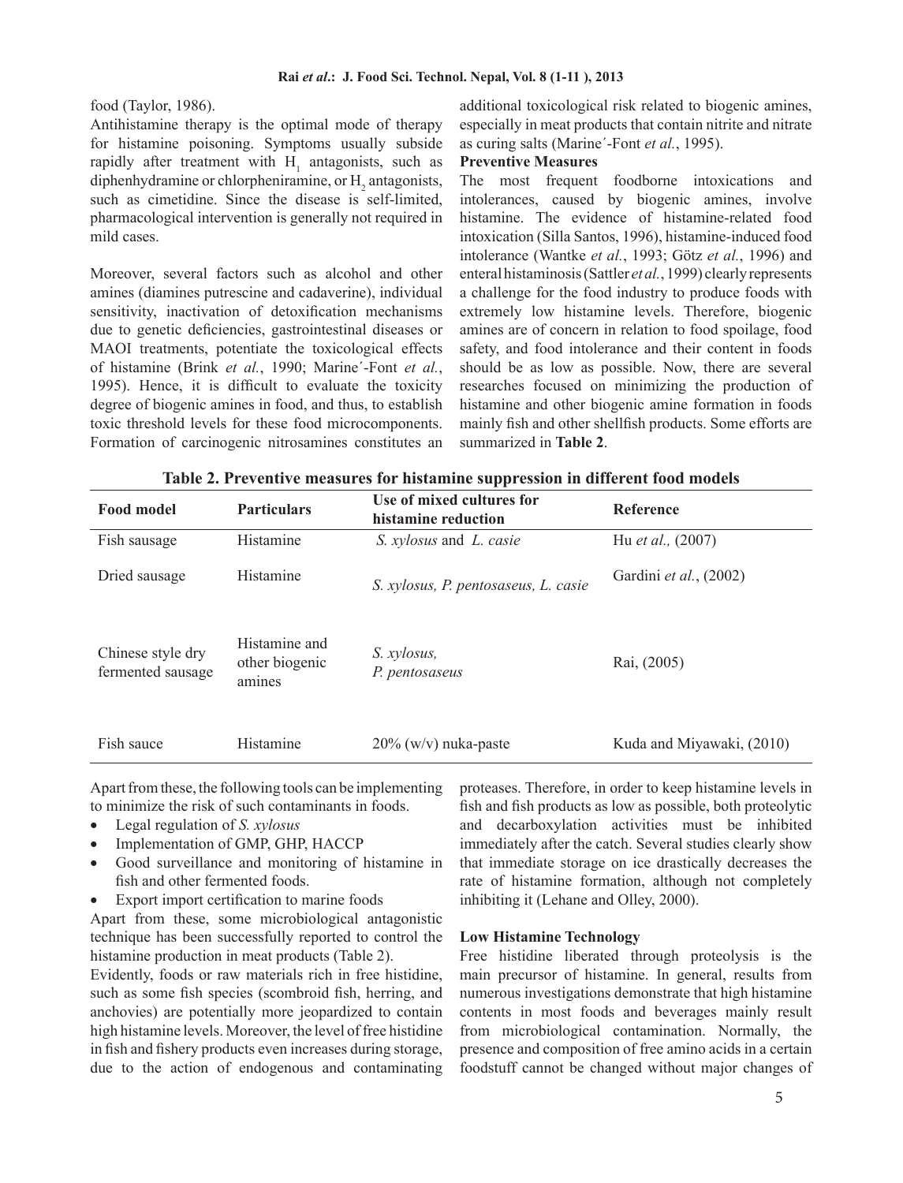food (Taylor, 1986).

Antihistamine therapy is the optimal mode of therapy for histamine poisoning. Symptoms usually subside rapidly after treatment with $H_1$ antagonists, such as diphenhydramine or chlorpheniramine, or $H_2$ antagonists, such as cimetidine. Since the disease is self-limited, pharmacological intervention is generally not required in mild cases.

Moreover, several factors such as alcohol and other amines (diamines putrescine and cadaverine), individual sensitivity, inactivation of detoxification mechanisms due to genetic deficiencies, gastrointestinal diseases or MAOI treatments, potentiate the toxicological effects of histamine (Brink *et al.*, 1990; Marine´-Font *et al.*, 1995). Hence, it is difficult to evaluate the toxicity degree of biogenic amines in food, and thus, to establish toxic threshold levels for these food microcomponents. Formation of carcinogenic nitrosamines constitutes an additional toxicological risk related to biogenic amines, especially in meat products that contain nitrite and nitrate as curing salts (Marine´-Font *et al.*, 1995).

**Preventive Measures**

The most frequent foodborne intoxications and intolerances, caused by biogenic amines, involve histamine. The evidence of histamine-related food intoxication (Silla Santos, 1996), histamine-induced food intolerance (Wantke *et al.*, 1993; Götz *et al.*, 1996) and enteral histaminosis (Sattler *et al.*, 1999) clearly represents a challenge for the food industry to produce foods with extremely low histamine levels. Therefore, biogenic amines are of concern in relation to food spoilage, food safety, and food intolerance and their content in foods should be as low as possible. Now, there are several researches focused on minimizing the production of histamine and other biogenic amine formation in foods mainly fish and other shellfish products. Some efforts are summarized in **Table 2**.

**Table 2. Preventive measures for histamine suppression in different food models**

| Food model | Particulars | Use of mixed cultures for histamine reduction | Reference |
|---|---|---|---|
| Fish sausage | Histamine | *S. xylosus* and *L. casie* | Hu *et al.,* (2007) |
| Dried sausage | Histamine | *S. xylosus, P. pentosaseus, L. casie* | Gardini *et al.*, (2002) |
| Chinese style dry fermented sausage | Histamine and other biogenic amines | *S. xylosus, P. pentosaseus* | Rai, (2005) |
| Fish sauce | Histamine | 20% (w/v) nuka-paste | Kuda and Miyawaki, (2010) |

Apart from these, the following tools can be implementing to minimize the risk of such contaminants in foods.

- Legal regulation of *S. xylosus*
- Implementation of GMP, GHP, HACCP
- Good surveillance and monitoring of histamine in fish and other fermented foods.
- Export import certification to marine foods

Apart from these, some microbiological antagonistic technique has been successfully reported to control the histamine production in meat products (Table 2).

Evidently, foods or raw materials rich in free histidine, such as some fish species (scombroid fish, herring, and anchovies) are potentially more jeopardized to contain high histamine levels. Moreover, the level of free histidine in fish and fishery products even increases during storage, due to the action of endogenous and contaminating proteases. Therefore, in order to keep histamine levels in fish and fish products as low as possible, both proteolytic and decarboxylation activities must be inhibited immediately after the catch. Several studies clearly show that immediate storage on ice drastically decreases the rate of histamine formation, although not completely inhibiting it (Lehane and Olley, 2000).

**Low Histamine Technology**

Free histidine liberated through proteolysis is the main precursor of histamine. In general, results from numerous investigations demonstrate that high histamine contents in most foods and beverages mainly result from microbiological contamination. Normally, the presence and composition of free amino acids in a certain foodstuff cannot be changed without major changes of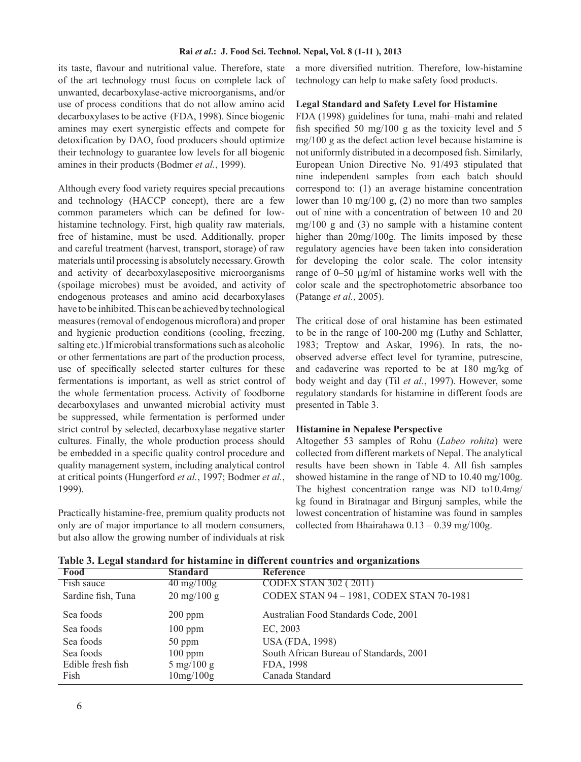its taste, flavour and nutritional value. Therefore, state of the art technology must focus on complete lack of unwanted, decarboxylase-active microorganisms, and/or use of process conditions that do not allow amino acid decarboxylases to be active (FDA, 1998). Since biogenic amines may exert synergistic effects and compete for detoxification by DAO, food producers should optimize their technology to guarantee low levels for all biogenic amines in their products (Bodmer *et al.*, 1999).

Although every food variety requires special precautions and technology (HACCP concept), there are a few common parameters which can be defined for low-histamine technology. First, high quality raw materials, free of histamine, must be used. Additionally, proper and careful treatment (harvest, transport, storage) of raw materials until processing is absolutely necessary. Growth and activity of decarboxylasepositive microorganisms (spoilage microbes) must be avoided, and activity of endogenous proteases and amino acid decarboxylases have to be inhibited. This can be achieved by technological measures (removal of endogenous microflora) and proper and hygienic production conditions (cooling, freezing, salting etc.) If microbial transformations such as alcoholic or other fermentations are part of the production process, use of specifically selected starter cultures for these fermentations is important, as well as strict control of the whole fermentation process. Activity of foodborne decarboxylases and unwanted microbial activity must be suppressed, while fermentation is performed under strict control by selected, decarboxylase negative starter cultures. Finally, the whole production process should be embedded in a specific quality control procedure and quality management system, including analytical control at critical points (Hungerford *et al.*, 1997; Bodmer *et al.*, 1999).

Practically histamine-free, premium quality products not only are of major importance to all modern consumers, but also allow the growing number of individuals at risk a more diversified nutrition. Therefore, low-histamine technology can help to make safety food products.

### Legal Standard and Safety Level for Histamine

FDA (1998) guidelines for tuna, mahi–mahi and related fish specified 50 mg/100 g as the toxicity level and 5 mg/100 g as the defect action level because histamine is not uniformly distributed in a decomposed fish. Similarly, European Union Directive No. 91/493 stipulated that nine independent samples from each batch should correspond to: (1) an average histamine concentration lower than 10 mg/100 g, (2) no more than two samples out of nine with a concentration of between 10 and 20 mg/100 g and (3) no sample with a histamine content higher than 20mg/100g. The limits imposed by these regulatory agencies have been taken into consideration for developing the color scale. The color intensity range of 0–50 µg/ml of histamine works well with the color scale and the spectrophotometric absorbance too (Patange *et al.*, 2005).

The critical dose of oral histamine has been estimated to be in the range of 100-200 mg (Luthy and Schlatter, 1983; Treptow and Askar, 1996). In rats, the no-observed adverse effect level for tyramine, putrescine, and cadaverine was reported to be at 180 mg/kg of body weight and day (Til *et al.*, 1997). However, some regulatory standards for histamine in different foods are presented in Table 3.

### Histamine in Nepalese Perspective

Altogether 53 samples of Rohu (*Labeo rohita*) were collected from different markets of Nepal. The analytical results have been shown in Table 4. All fish samples showed histamine in the range of ND to 10.40 mg/100g. The highest concentration range was ND to10.4mg/kg found in Biratnagar and Birgunj samples, while the lowest concentration of histamine was found in samples collected from Bhairahawa 0.13 – 0.39 mg/100g.

**Table 3. Legal standard for histamine in different countries and organizations**

| Food | Standard | Reference |
|---|---|---|
| Fish sauce | 40 mg/100g | CODEX STAN 302 ( 2011) |
| Sardine fish, Tuna | 20 mg/100 g | CODEX STAN 94 – 1981, CODEX STAN 70-1981 |
| Sea foods | 200 ppm | Australian Food Standards Code, 2001 |
| Sea foods | 100 ppm | EC, 2003 |
| Sea foods | 50 ppm | USA (FDA, 1998) |
| Sea foods | 100 ppm | South African Bureau of Standards, 2001 |
| Edible fresh fish | 5 mg/100 g | FDA, 1998 |
| Fish | 10mg/100g | Canada Standard |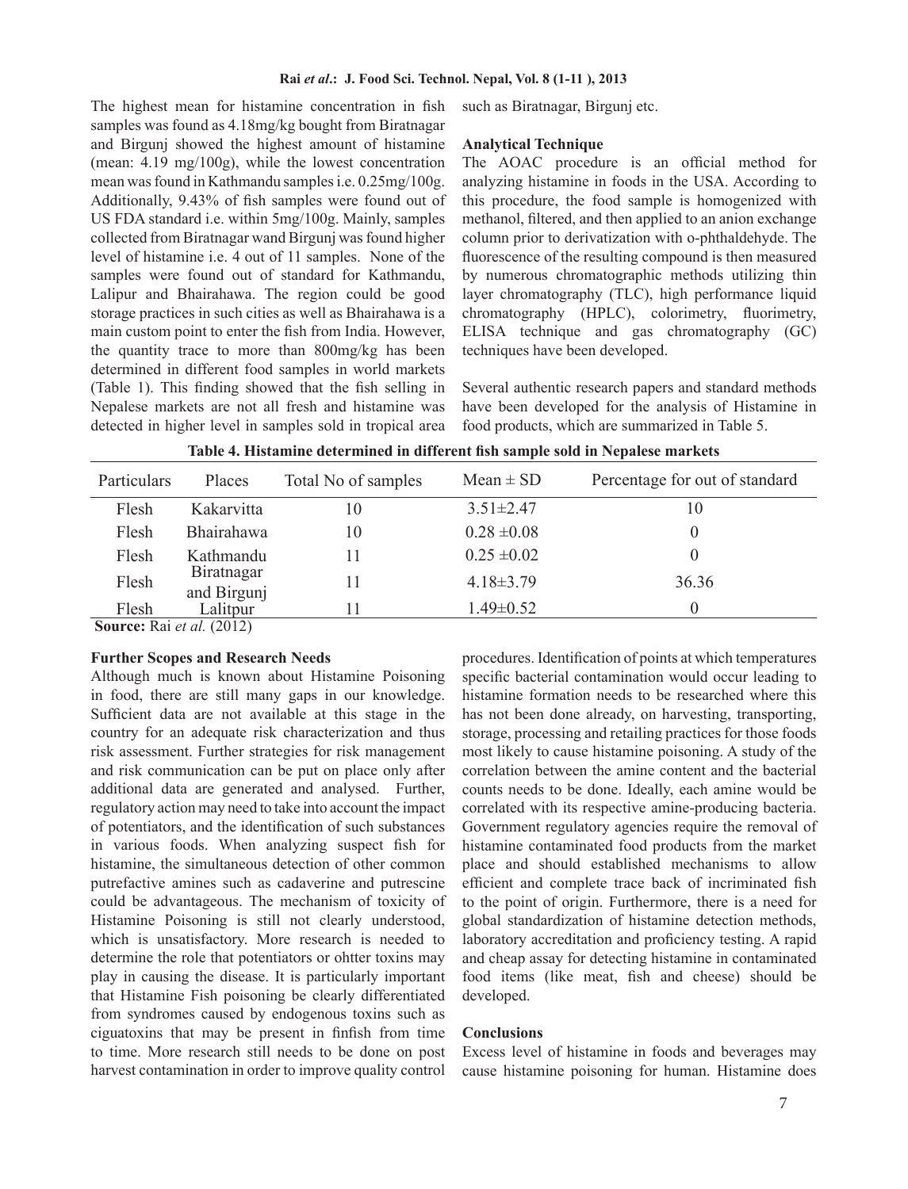The highest mean for histamine concentration in fish samples was found as 4.18mg/kg bought from Biratnagar and Birgunj showed the highest amount of histamine (mean: 4.19 mg/100g), while the lowest concentration mean was found in Kathmandu samples i.e. 0.25mg/100g. Additionally, 9.43% of fish samples were found out of US FDA standard i.e. within 5mg/100g. Mainly, samples collected from Biratnagar wand Birgunj was found higher level of histamine i.e. 4 out of 11 samples. None of the samples were found out of standard for Kathmandu, Lalipur and Bhairahawa. The region could be good storage practices in such cities as well as Bhairahawa is a main custom point to enter the fish from India. However, the quantity trace to more than 800mg/kg has been determined in different food samples in world markets (Table 1). This finding showed that the fish selling in Nepalese markets are not all fresh and histamine was detected in higher level in samples sold in tropical area such as Biratnagar, Birgunj etc.

**Analytical Technique**

The AOAC procedure is an official method for analyzing histamine in foods in the USA. According to this procedure, the food sample is homogenized with methanol, filtered, and then applied to an anion exchange column prior to derivatization with o-phthaldehyde. The fluorescence of the resulting compound is then measured by numerous chromatographic methods utilizing thin layer chromatography (TLC), high performance liquid chromatography (HPLC), colorimetry, fluorimetry, ELISA technique and gas chromatography (GC) techniques have been developed.

Several authentic research papers and standard methods have been developed for the analysis of Histamine in food products, which are summarized in Table 5.

**Table 4. Histamine determined in different fish sample sold in Nepalese markets**

| Particulars | Places | Total No of samples | Mean ± SD | Percentage for out of standard |
|---|---|---|---|---|
| Flesh | Kakarvitta | 10 | 3.51±2.47 | 10 |
| Flesh | Bhairahawa | 10 | 0.28 ±0.08 | 0 |
| Flesh | Kathmandu | 11 | 0.25 ±0.02 | 0 |
| Flesh | Biratnagar and Birgunj | 11 | 4.18±3.79 | 36.36 |
| Flesh | Lalitpur | 11 | 1.49±0.52 | 0 |

**Source:** Rai *et al.* (2012)

**Further Scopes and Research Needs**

Although much is known about Histamine Poisoning in food, there are still many gaps in our knowledge. Sufficient data are not available at this stage in the country for an adequate risk characterization and thus risk assessment. Further strategies for risk management and risk communication can be put on place only after additional data are generated and analysed. Further, regulatory action may need to take into account the impact of potentiators, and the identification of such substances in various foods. When analyzing suspect fish for histamine, the simultaneous detection of other common putrefactive amines such as cadaverine and putrescine could be advantageous. The mechanism of toxicity of Histamine Poisoning is still not clearly understood, which is unsatisfactory. More research is needed to determine the role that potentiators or ohtter toxins may play in causing the disease. It is particularly important that Histamine Fish poisoning be clearly differentiated from syndromes caused by endogenous toxins such as ciguatoxins that may be present in finfish from time to time. More research still needs to be done on post harvest contamination in order to improve quality control procedures. Identification of points at which temperatures specific bacterial contamination would occur leading to histamine formation needs to be researched where this has not been done already, on harvesting, transporting, storage, processing and retailing practices for those foods most likely to cause histamine poisoning. A study of the correlation between the amine content and the bacterial counts needs to be done. Ideally, each amine would be correlated with its respective amine-producing bacteria. Government regulatory agencies require the removal of histamine contaminated food products from the market place and should established mechanisms to allow efficient and complete trace back of incriminated fish to the point of origin. Furthermore, there is a need for global standardization of histamine detection methods, laboratory accreditation and proficiency testing. A rapid and cheap assay for detecting histamine in contaminated food items (like meat, fish and cheese) should be developed.

**Conclusions**

Excess level of histamine in foods and beverages may cause histamine poisoning for human. Histamine does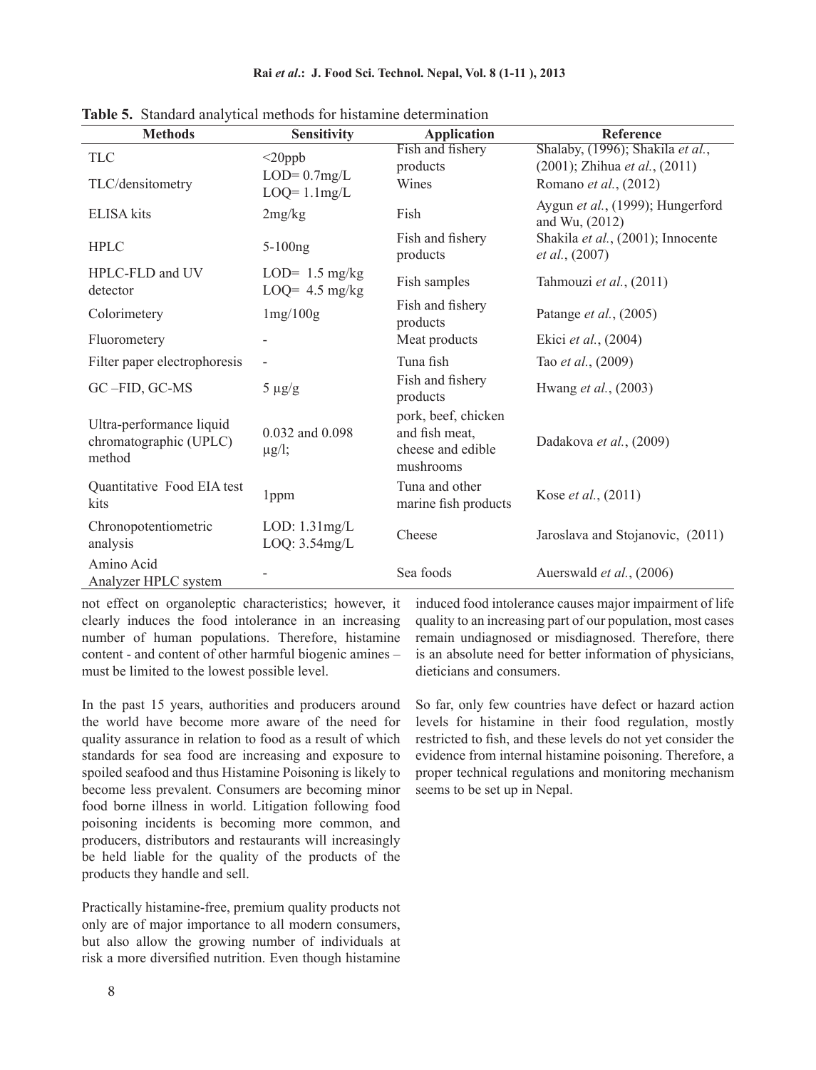**Table 5.** Standard analytical methods for histamine determination

| Methods | Sensitivity | Application | Reference |
|---|---|---|---|
| TLC | <20ppb | Fish and fishery products | Shalaby, (1996); Shakila *et al.*, (2001); Zhihua *et al.*, (2011) |
| TLC/densitometry | LOD= 0.7mg/L LOQ= 1.1mg/L | Wines | Romano *et al.*, (2012) |
| ELISA kits | 2mg/kg | Fish | Aygun *et al.*, (1999); Hungerford and Wu, (2012) |
| HPLC | 5-100ng | Fish and fishery products | Shakila *et al.*, (2001); Innocente *et al.*, (2007) |
| HPLC-FLD and UV detector | LOD= 1.5 mg/kg LOQ= 4.5 mg/kg | Fish samples | Tahmouzi *et al.*, (2011) |
| Colorimetery | 1mg/100g | Fish and fishery products | Patange *et al.*, (2005) |
| Fluorometery | - | Meat products | Ekici *et al.*, (2004) |
| Filter paper electrophoresis | - | Tuna fish | Tao *et al.*, (2009) |
| GC –FID, GC-MS | 5 µg/g | Fish and fishery products | Hwang *et al.*, (2003) |
| Ultra-performance liquid chromatographic (UPLC) method | 0.032 and 0.098 µg/l; | pork, beef, chicken and fish meat, cheese and edible mushrooms | Dadakova *et al.*, (2009) |
| Quantitative Food EIA test kits | 1ppm | Tuna and other marine fish products | Kose *et al.*, (2011) |
| Chronopotentiometric analysis | LOD: 1.31mg/L LOQ: 3.54mg/L | Cheese | Jaroslava and Stojanovic, (2011) |
| Amino Acid Analyzer HPLC system | - | Sea foods | Auerswald *et al.*, (2006) |

not effect on organoleptic characteristics; however, it clearly induces the food intolerance in an increasing number of human populations. Therefore, histamine content - and content of other harmful biogenic amines – must be limited to the lowest possible level.

In the past 15 years, authorities and producers around the world have become more aware of the need for quality assurance in relation to food as a result of which standards for sea food are increasing and exposure to spoiled seafood and thus Histamine Poisoning is likely to become less prevalent. Consumers are becoming minor food borne illness in world. Litigation following food poisoning incidents is becoming more common, and producers, distributors and restaurants will increasingly be held liable for the quality of the products of the products they handle and sell.

Practically histamine-free, premium quality products not only are of major importance to all modern consumers, but also allow the growing number of individuals at risk a more diversified nutrition. Even though histamine induced food intolerance causes major impairment of life quality to an increasing part of our population, most cases remain undiagnosed or misdiagnosed. Therefore, there is an absolute need for better information of physicians, dieticians and consumers.

So far, only few countries have defect or hazard action levels for histamine in their food regulation, mostly restricted to fish, and these levels do not yet consider the evidence from internal histamine poisoning. Therefore, a proper technical regulations and monitoring mechanism seems to be set up in Nepal.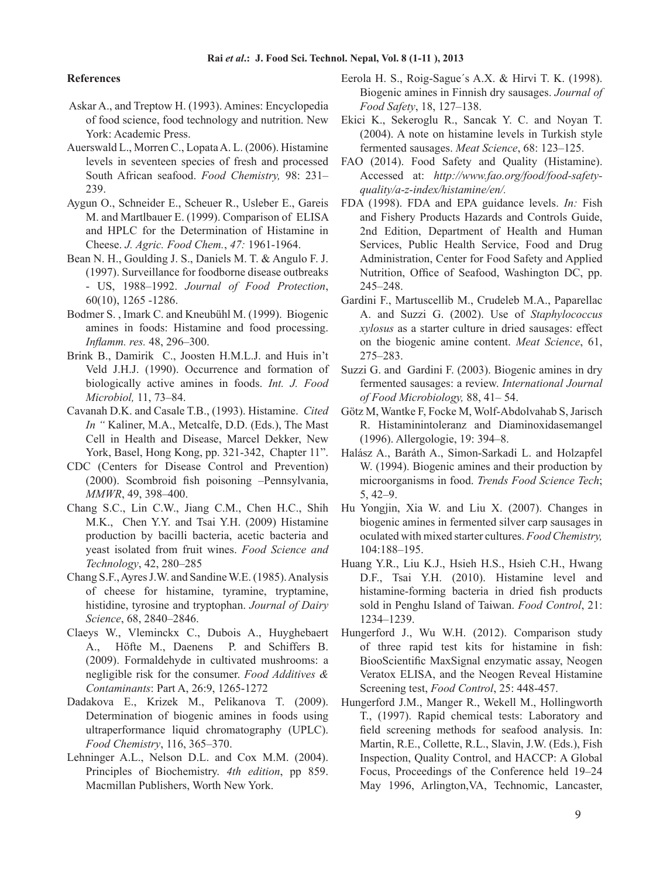## References

Askar A., and Treptow H. (1993). Amines: Encyclopedia of food science, food technology and nutrition. New York: Academic Press.

Auerswald L., Morren C., Lopata A. L. (2006). Histamine levels in seventeen species of fresh and processed South African seafood. *Food Chemistry,* 98: 231–239.

Aygun O., Schneider E., Scheuer R., Usleber E., Gareis M. and Martlbauer E. (1999). Comparison of ELISA and HPLC for the Determination of Histamine in Cheese. *J. Agric. Food Chem.*, *47:* 1961-1964.

Bean N. H., Goulding J. S., Daniels M. T. & Angulo F. J. (1997). Surveillance for foodborne disease outbreaks - US, 1988–1992. *Journal of Food Protection*, 60(10), 1265 -1286.

Bodmer S. , Imark C. and Kneubühl M. (1999). Biogenic amines in foods: Histamine and food processing. *Inflamm. res.* 48, 296–300.

Brink B., Damirik C., Joosten H.M.L.J. and Huis in't Veld J.H.J. (1990). Occurrence and formation of biologically active amines in foods. *Int. J. Food Microbiol,* 11, 73–84.

Cavanah D.K. and Casale T.B., (1993). Histamine. *Cited In "* Kaliner, M.A., Metcalfe, D.D. (Eds.), The Mast Cell in Health and Disease, Marcel Dekker, New York, Basel, Hong Kong, pp. 321-342, Chapter 11".

CDC (Centers for Disease Control and Prevention) (2000). Scombroid fish poisoning –Pennsylvania, *MMWR*, 49, 398–400.

Chang S.C., Lin C.W., Jiang C.M., Chen H.C., Shih M.K., Chen Y.Y. and Tsai Y.H. (2009) Histamine production by bacilli bacteria, acetic bacteria and yeast isolated from fruit wines. *Food Science and Technology*, 42, 280–285

Chang S.F., Ayres J.W. and Sandine W.E. (1985). Analysis of cheese for histamine, tyramine, tryptamine, histidine, tyrosine and tryptophan. *Journal of Dairy Science*, 68, 2840–2846.

Claeys W., Vleminckx C., Dubois A., Huyghebaert A., Höfte M., Daenens P. and Schiffers B. (2009). Formaldehyde in cultivated mushrooms: a negligible risk for the consumer. *Food Additives & Contaminants*: Part A, 26:9, 1265-1272

Dadakova E., Krizek M., Pelikanova T. (2009). Determination of biogenic amines in foods using ultraperformance liquid chromatography (UPLC). *Food Chemistry*, 116, 365–370.

Lehninger A.L., Nelson D.L. and Cox M.M. (2004). Principles of Biochemistry. *4th edition*, pp 859. Macmillan Publishers, Worth New York.

Eerola H. S., Roig-Sague´s A.X. & Hirvi T. K. (1998). Biogenic amines in Finnish dry sausages. *Journal of Food Safety*, 18, 127–138.

Ekici K., Sekeroglu R., Sancak Y. C. and Noyan T. (2004). A note on histamine levels in Turkish style fermented sausages. *Meat Science*, 68: 123–125.

FAO (2014). Food Safety and Quality (Histamine). Accessed at: *http://www.fao.org/food/food-safety-quality/a-z-index/histamine/en/.*

FDA (1998). FDA and EPA guidance levels. *In:* Fish and Fishery Products Hazards and Controls Guide, 2nd Edition, Department of Health and Human Services, Public Health Service, Food and Drug Administration, Center for Food Safety and Applied Nutrition, Office of Seafood, Washington DC, pp. 245–248.

Gardini F., Martuscellib M., Crudeleb M.A., Paparellac A. and Suzzi G. (2002). Use of *Staphylococcus xylosus* as a starter culture in dried sausages: effect on the biogenic amine content. *Meat Science*, 61, 275–283.

Suzzi G. and Gardini F. (2003). Biogenic amines in dry fermented sausages: a review. *International Journal of Food Microbiology,* 88, 41– 54.

Götz M, Wantke F, Focke M, Wolf-Abdolvahab S, Jarisch R. Histaminintoleranz und Diaminoxidasemangel (1996). Allergologie, 19: 394–8.

Halász A., Baráth A., Simon-Sarkadi L. and Holzapfel W. (1994). Biogenic amines and their production by microorganisms in food. *Trends Food Science Tech*; 5, 42–9.

Hu Yongjin, Xia W. and Liu X. (2007). Changes in biogenic amines in fermented silver carp sausages in oculated with mixed starter cultures. *Food Chemistry,* 104:188–195.

Huang Y.R., Liu K.J., Hsieh H.S., Hsieh C.H., Hwang D.F., Tsai Y.H. (2010). Histamine level and histamine-forming bacteria in dried fish products sold in Penghu Island of Taiwan. *Food Control*, 21: 1234–1239.

Hungerford J., Wu W.H. (2012). Comparison study of three rapid test kits for histamine in fish: BiooScientific MaxSignal enzymatic assay, Neogen Veratox ELISA, and the Neogen Reveal Histamine Screening test, *Food Control*, 25: 448-457.

Hungerford J.M., Manger R., Wekell M., Hollingworth T., (1997). Rapid chemical tests: Laboratory and field screening methods for seafood analysis. In: Martin, R.E., Collette, R.L., Slavin, J.W. (Eds.), Fish Inspection, Quality Control, and HACCP: A Global Focus, Proceedings of the Conference held 19–24 May 1996, Arlington,VA, Technomic, Lancaster,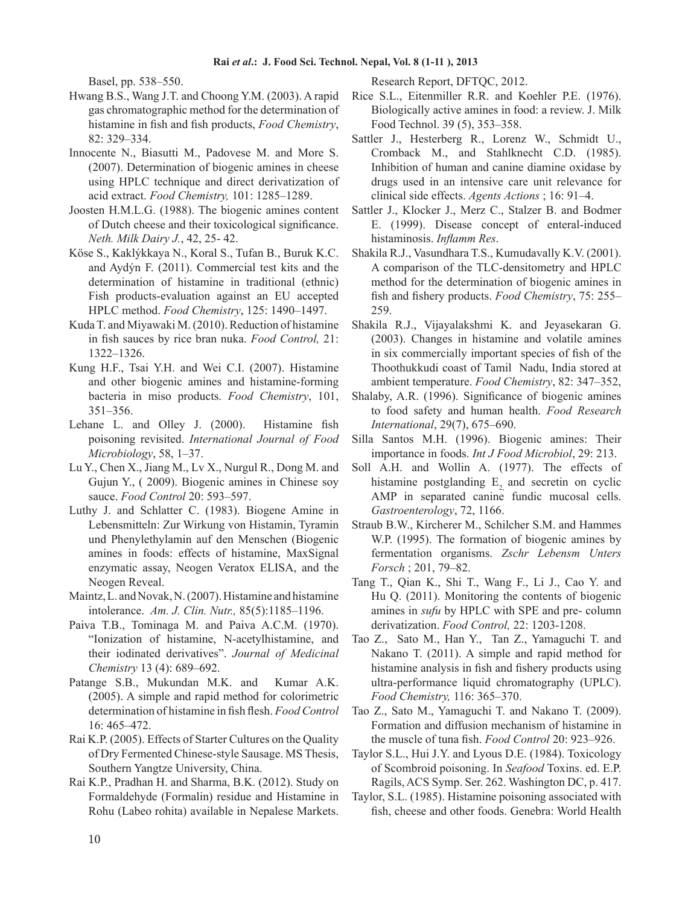Basel, pp. 538–550.

Hwang B.S., Wang J.T. and Choong Y.M. (2003). A rapid gas chromatographic method for the determination of histamine in fish and fish products, *Food Chemistry*, 82: 329–334.

Innocente N., Biasutti M., Padovese M. and More S. (2007). Determination of biogenic amines in cheese using HPLC technique and direct derivatization of acid extract. *Food Chemistry,* 101: 1285–1289.

Joosten H.M.L.G. (1988). The biogenic amines content of Dutch cheese and their toxicological significance. *Neth. Milk Dairy J.*, 42, 25- 42.

Köse S., Kaklýkkaya N., Koral S., Tufan B., Buruk K.C. and Aydýn F. (2011). Commercial test kits and the determination of histamine in traditional (ethnic) Fish products-evaluation against an EU accepted HPLC method. *Food Chemistry*, 125: 1490–1497.

Kuda T. and Miyawaki M. (2010). Reduction of histamine in fish sauces by rice bran nuka. *Food Control,* 21: 1322–1326.

Kung H.F., Tsai Y.H. and Wei C.I. (2007). Histamine and other biogenic amines and histamine-forming bacteria in miso products. *Food Chemistry*, 101, 351–356.

Lehane L. and Olley J. (2000). Histamine fish poisoning revisited. *International Journal of Food Microbiology*, 58, 1–37.

Lu Y., Chen X., Jiang M., Lv X., Nurgul R., Dong M. and Gujun Y., ( 2009). Biogenic amines in Chinese soy sauce. *Food Control* 20: 593–597.

Luthy J. and Schlatter C. (1983). Biogene Amine in Lebensmitteln: Zur Wirkung von Histamin, Tyramin und Phenylethylamin auf den Menschen (Biogenic amines in foods: effects of histamine, MaxSignal enzymatic assay, Neogen Veratox ELISA, and the Neogen Reveal.

Maintz, L. and Novak, N. (2007). Histamine and histamine intolerance. *Am. J. Clin. Nutr.,* 85(5):1185–1196.

Paiva T.B., Tominaga M. and Paiva A.C.M. (1970). "Ionization of histamine, N-acetylhistamine, and their iodinated derivatives". *Journal of Medicinal Chemistry* 13 (4): 689–692.

Patange S.B., Mukundan M.K. and Kumar A.K. (2005). A simple and rapid method for colorimetric determination of histamine in fish flesh. *Food Control* 16: 465–472.

Rai K.P. (2005). Effects of Starter Cultures on the Quality of Dry Fermented Chinese-style Sausage. MS Thesis, Southern Yangtze University, China.

Rai K.P., Pradhan H. and Sharma, B.K. (2012). Study on Formaldehyde (Formalin) residue and Histamine in Rohu (Labeo rohita) available in Nepalese Markets. Research Report, DFTQC, 2012.

Rice S.L., Eitenmiller R.R. and Koehler P.E. (1976). Biologically active amines in food: a review. J. Milk Food Technol. 39 (5), 353–358.

Sattler J., Hesterberg R., Lorenz W., Schmidt U., Cromback M., and Stahlknecht C.D. (1985). Inhibition of human and canine diamine oxidase by drugs used in an intensive care unit relevance for clinical side effects. *Agents Actions* ; 16: 91–4.

Sattler J., Klocker J., Merz C., Stalzer B. and Bodmer E. (1999). Disease concept of enteral-induced histaminosis. *Inflamm Res*.

Shakila R.J., Vasundhara T.S., Kumudavally K.V. (2001). A comparison of the TLC-densitometry and HPLC method for the determination of biogenic amines in fish and fishery products. *Food Chemistry*, 75: 255–259.

Shakila R.J., Vijayalakshmi K. and Jeyasekaran G. (2003). Changes in histamine and volatile amines in six commercially important species of fish of the Thoothukkudi coast of Tamil Nadu, India stored at ambient temperature. *Food Chemistry*, 82: 347–352,

Shalaby, A.R. (1996). Significance of biogenic amines to food safety and human health. *Food Research International*, 29(7), 675–690.

Silla Santos M.H. (1996). Biogenic amines: Their importance in foods. *Int J Food Microbiol*, 29: 213.

Soll A.H. and Wollin A. (1977). The effects of histamine postglanding $E_2$ and secretin on cyclic AMP in separated canine fundic mucosal cells. *Gastroenterology*, 72, 1166.

Straub B.W., Kircherer M., Schilcher S.M. and Hammes W.P. (1995). The formation of biogenic amines by fermentation organisms. *Zschr Lebensm Unters Forsch* ; 201, 79–82.

Tang T., Qian K., Shi T., Wang F., Li J., Cao Y. and Hu Q. (2011). Monitoring the contents of biogenic amines in *sufu* by HPLC with SPE and pre- column derivatization. *Food Control,* 22: 1203-1208.

Tao Z., Sato M., Han Y., Tan Z., Yamaguchi T. and Nakano T. (2011). A simple and rapid method for histamine analysis in fish and fishery products using ultra-performance liquid chromatography (UPLC). *Food Chemistry,* 116: 365–370.

Tao Z., Sato M., Yamaguchi T. and Nakano T. (2009). Formation and diffusion mechanism of histamine in the muscle of tuna fish. *Food Control* 20: 923–926.

Taylor S.L., Hui J.Y. and Lyous D.E. (1984). Toxicology of Scombroid poisoning. In *Seafood* Toxins. ed. E.P. Ragils, ACS Symp. Ser. 262. Washington DC, p. 417.

Taylor, S.L. (1985). Histamine poisoning associated with fish, cheese and other foods. Genebra: World Health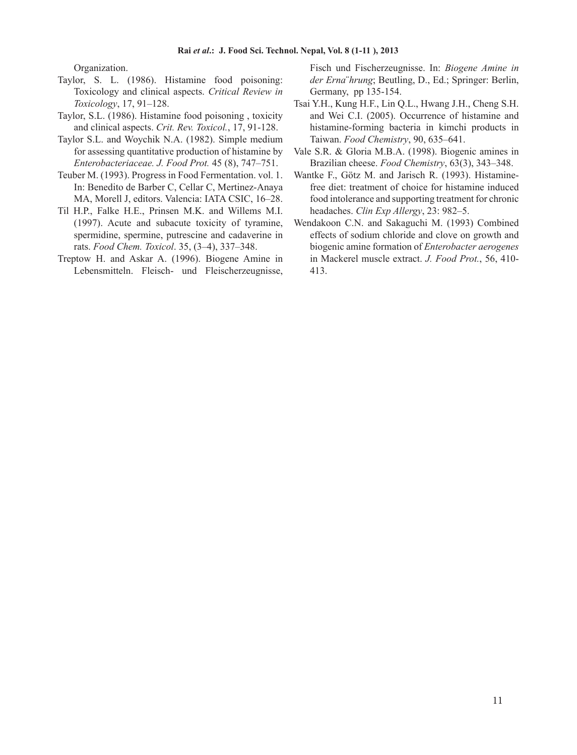Organization.

Taylor, S. L. (1986). Histamine food poisoning: Toxicology and clinical aspects. *Critical Review in Toxicology*, 17, 91–128.

Taylor, S.L. (1986). Histamine food poisoning , toxicity and clinical aspects. *Crit. Rev. Toxicol.*, 17, 91-128.

Taylor S.L. and Woychik N.A. (1982). Simple medium for assessing quantitative production of histamine by *Enterobacteriaceae. J. Food Prot.* 45 (8), 747–751.

Teuber M. (1993). Progress in Food Fermentation. vol. 1. In: Benedito de Barber C, Cellar C, Mertinez-Anaya MA, Morell J, editors. Valencia: IATA CSIC, 16–28.

Til H.P., Falke H.E., Prinsen M.K. and Willems M.I. (1997). Acute and subacute toxicity of tyramine, spermidine, spermine, putrescine and cadaverine in rats. *Food Chem. Toxicol*. 35, (3–4), 337–348.

Treptow H. and Askar A. (1996). Biogene Amine in Lebensmitteln. Fleisch- und Fleischerzeugnisse, Fisch und Fischerzeugnisse. In: *Biogene Amine in der Erna¨hrung*; Beutling, D., Ed.; Springer: Berlin, Germany, pp 135-154.

Tsai Y.H., Kung H.F., Lin Q.L., Hwang J.H., Cheng S.H. and Wei C.I. (2005). Occurrence of histamine and histamine-forming bacteria in kimchi products in Taiwan. *Food Chemistry*, 90, 635–641.

Vale S.R. & Gloria M.B.A. (1998). Biogenic amines in Brazilian cheese. *Food Chemistry*, 63(3), 343–348.

Wantke F., Götz M. and Jarisch R. (1993). Histamine-free diet: treatment of choice for histamine induced food intolerance and supporting treatment for chronic headaches. *Clin Exp Allergy*, 23: 982–5.

Wendakoon C.N. and Sakaguchi M. (1993) Combined effects of sodium chloride and clove on growth and biogenic amine formation of *Enterobacter aerogenes* in Mackerel muscle extract. *J. Food Prot.*, 56, 410-413.